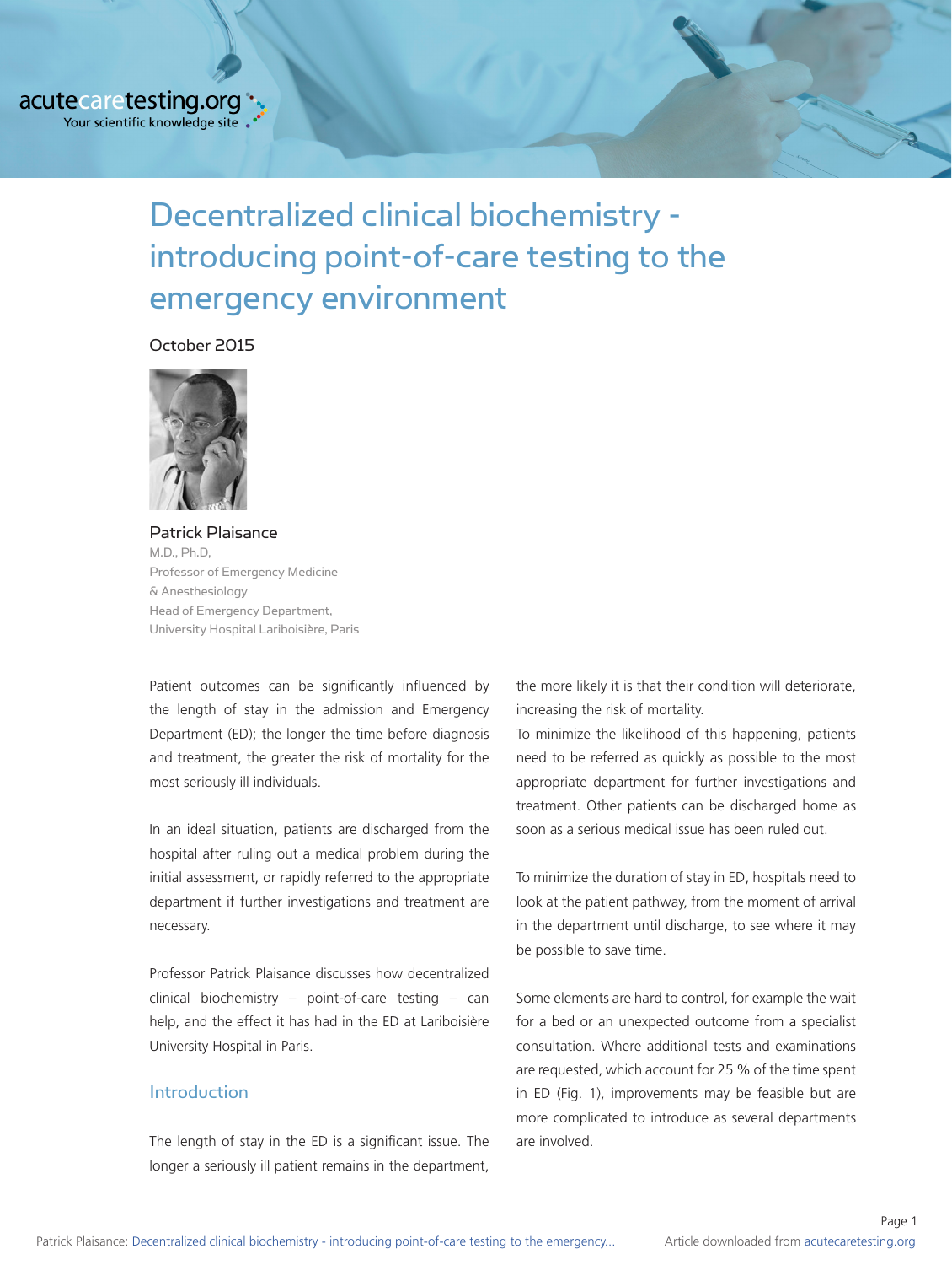# Decentralized clinical biochemistry - introducing point-of-care testing to the emergency environment

October 2015

**Patrick Plaisance**
M.D., Ph.D,
Professor of Emergency Medicine
& Anesthesiology
Head of Emergency Department,
University Hospital Lariboisière, Paris

Patient outcomes can be significantly influenced by the length of stay in the admission and Emergency Department (ED); the longer the time before diagnosis and treatment, the greater the risk of mortality for the most seriously ill individuals.

In an ideal situation, patients are discharged from the hospital after ruling out a medical problem during the initial assessment, or rapidly referred to the appropriate department if further investigations and treatment are necessary.

Professor Patrick Plaisance discusses how decentralized clinical biochemistry – point-of-care testing – can help, and the effect it has had in the ED at Lariboisière University Hospital in Paris.

## Introduction

The length of stay in the ED is a significant issue. The longer a seriously ill patient remains in the department, the more likely it is that their condition will deteriorate, increasing the risk of mortality.
To minimize the likelihood of this happening, patients need to be referred as quickly as possible to the most appropriate department for further investigations and treatment. Other patients can be discharged home as soon as a serious medical issue has been ruled out.

To minimize the duration of stay in ED, hospitals need to look at the patient pathway, from the moment of arrival in the department until discharge, to see where it may be possible to save time.

Some elements are hard to control, for example the wait for a bed or an unexpected outcome from a specialist consultation. Where additional tests and examinations are requested, which account for 25 % of the time spent in ED (Fig. 1), improvements may be feasible but are more complicated to introduce as several departments are involved.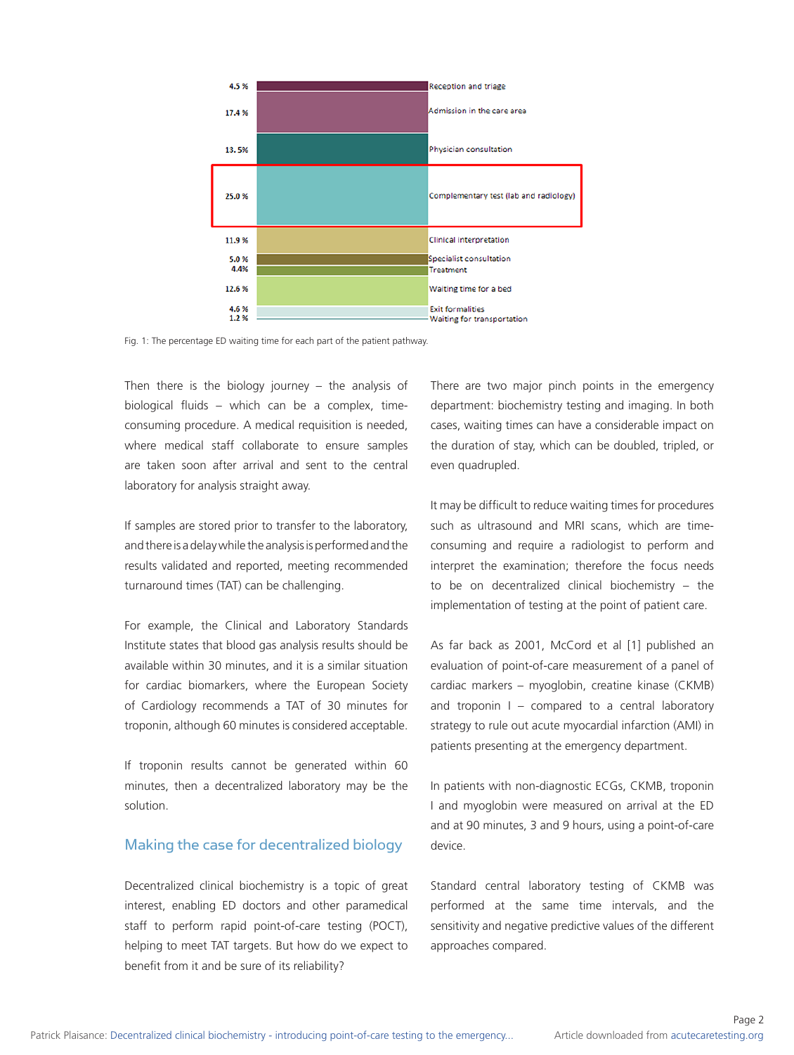4.5 % Reception and triage
17.4 % Admission in the care area
13.5% Physician consultation
25.0 % Complementary test (lab and radiology)
11.9 % Clinical interpretation
5.0 % Specialist consultation
4.4% Treatment
12.6 % Waiting time for a bed
4.6 % Exit formalities
1.2 % Waiting for transportation

Fig. 1: The percentage ED waiting time for each part of the patient pathway.

Then there is the biology journey – the analysis of biological fluids – which can be a complex, time-consuming procedure. A medical requisition is needed, where medical staff collaborate to ensure samples are taken soon after arrival and sent to the central laboratory for analysis straight away.

If samples are stored prior to transfer to the laboratory, and there is a delay while the analysis is performed and the results validated and reported, meeting recommended turnaround times (TAT) can be challenging.

For example, the Clinical and Laboratory Standards Institute states that blood gas analysis results should be available within 30 minutes, and it is a similar situation for cardiac biomarkers, where the European Society of Cardiology recommends a TAT of 30 minutes for troponin, although 60 minutes is considered acceptable.

If troponin results cannot be generated within 60 minutes, then a decentralized laboratory may be the solution.

## Making the case for decentralized biology

Decentralized clinical biochemistry is a topic of great interest, enabling ED doctors and other paramedical staff to perform rapid point-of-care testing (POCT), helping to meet TAT targets. But how do we expect to benefit from it and be sure of its reliability?

There are two major pinch points in the emergency department: biochemistry testing and imaging. In both cases, waiting times can have a considerable impact on the duration of stay, which can be doubled, tripled, or even quadrupled.

It may be difficult to reduce waiting times for procedures such as ultrasound and MRI scans, which are time-consuming and require a radiologist to perform and interpret the examination; therefore the focus needs to be on decentralized clinical biochemistry – the implementation of testing at the point of patient care.

As far back as 2001, McCord et al [1] published an evaluation of point-of-care measurement of a panel of cardiac markers – myoglobin, creatine kinase (CKMB) and troponin I – compared to a central laboratory strategy to rule out acute myocardial infarction (AMI) in patients presenting at the emergency department.

In patients with non-diagnostic ECGs, CKMB, troponin I and myoglobin were measured on arrival at the ED and at 90 minutes, 3 and 9 hours, using a point-of-care device.

Standard central laboratory testing of CKMB was performed at the same time intervals, and the sensitivity and negative predictive values of the different approaches compared.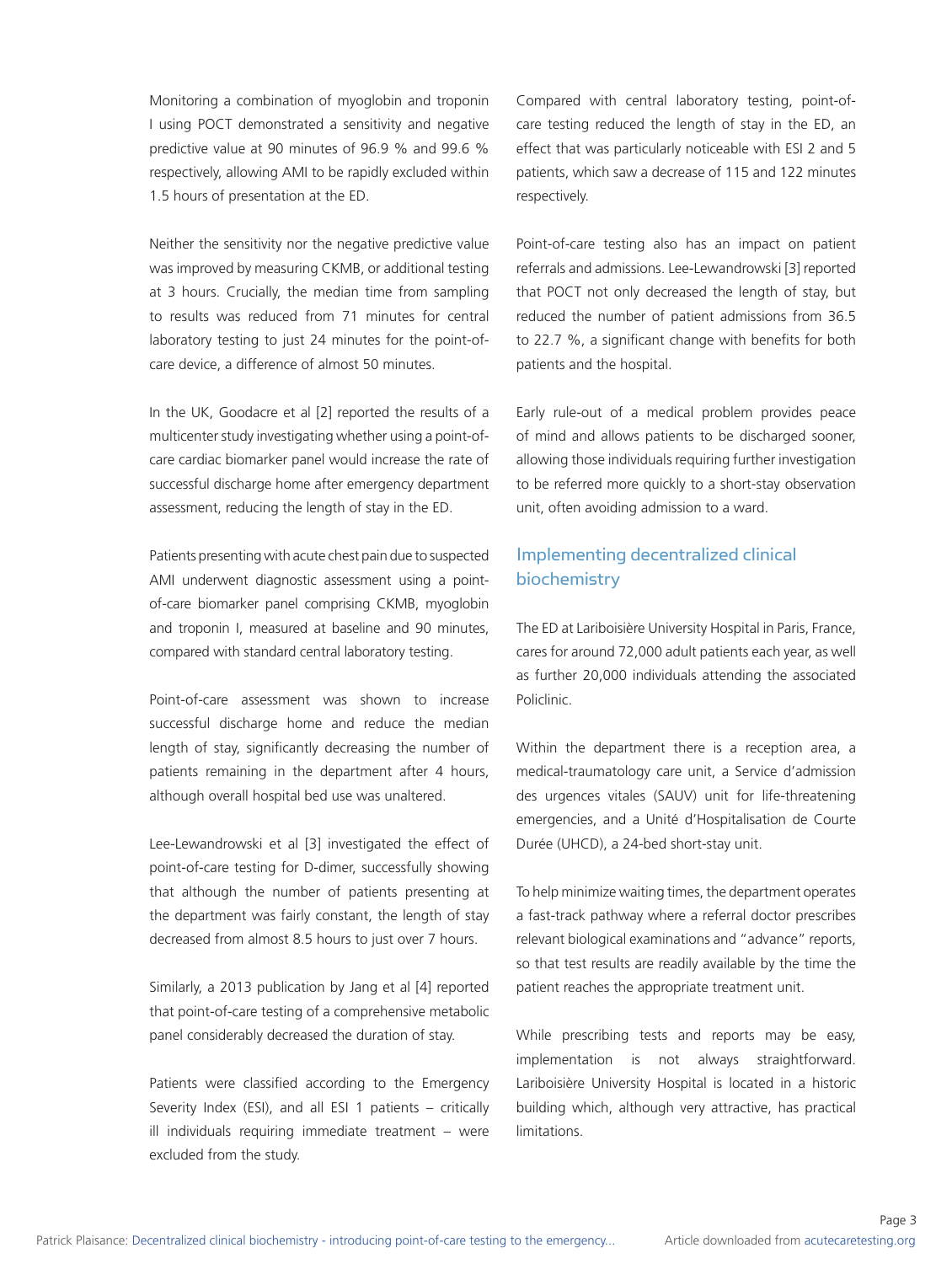Monitoring a combination of myoglobin and troponin I using POCT demonstrated a sensitivity and negative predictive value at 90 minutes of 96.9 % and 99.6 % respectively, allowing AMI to be rapidly excluded within 1.5 hours of presentation at the ED.

Neither the sensitivity nor the negative predictive value was improved by measuring CKMB, or additional testing at 3 hours. Crucially, the median time from sampling to results was reduced from 71 minutes for central laboratory testing to just 24 minutes for the point-of-care device, a difference of almost 50 minutes.

In the UK, Goodacre et al [2] reported the results of a multicenter study investigating whether using a point-of-care cardiac biomarker panel would increase the rate of successful discharge home after emergency department assessment, reducing the length of stay in the ED.

Patients presenting with acute chest pain due to suspected AMI underwent diagnostic assessment using a point-of-care biomarker panel comprising CKMB, myoglobin and troponin I, measured at baseline and 90 minutes, compared with standard central laboratory testing.

Point-of-care assessment was shown to increase successful discharge home and reduce the median length of stay, significantly decreasing the number of patients remaining in the department after 4 hours, although overall hospital bed use was unaltered.

Lee-Lewandrowski et al [3] investigated the effect of point-of-care testing for D-dimer, successfully showing that although the number of patients presenting at the department was fairly constant, the length of stay decreased from almost 8.5 hours to just over 7 hours.

Similarly, a 2013 publication by Jang et al [4] reported that point-of-care testing of a comprehensive metabolic panel considerably decreased the duration of stay.

Patients were classified according to the Emergency Severity Index (ESI), and all ESI 1 patients – critically ill individuals requiring immediate treatment – were excluded from the study.

Compared with central laboratory testing, point-of-care testing reduced the length of stay in the ED, an effect that was particularly noticeable with ESI 2 and 5 patients, which saw a decrease of 115 and 122 minutes respectively.

Point-of-care testing also has an impact on patient referrals and admissions. Lee-Lewandrowski [3] reported that POCT not only decreased the length of stay, but reduced the number of patient admissions from 36.5 to 22.7 %, a significant change with benefits for both patients and the hospital.

Early rule-out of a medical problem provides peace of mind and allows patients to be discharged sooner, allowing those individuals requiring further investigation to be referred more quickly to a short-stay observation unit, often avoiding admission to a ward.

## Implementing decentralized clinical biochemistry

The ED at Lariboisière University Hospital in Paris, France, cares for around 72,000 adult patients each year, as well as further 20,000 individuals attending the associated Policlinic.

Within the department there is a reception area, a medical-traumatology care unit, a Service d'admission des urgences vitales (SAUV) unit for life-threatening emergencies, and a Unité d'Hospitalisation de Courte Durée (UHCD), a 24-bed short-stay unit.

To help minimize waiting times, the department operates a fast-track pathway where a referral doctor prescribes relevant biological examinations and "advance" reports, so that test results are readily available by the time the patient reaches the appropriate treatment unit.

While prescribing tests and reports may be easy, implementation is not always straightforward. Lariboisière University Hospital is located in a historic building which, although very attractive, has practical limitations.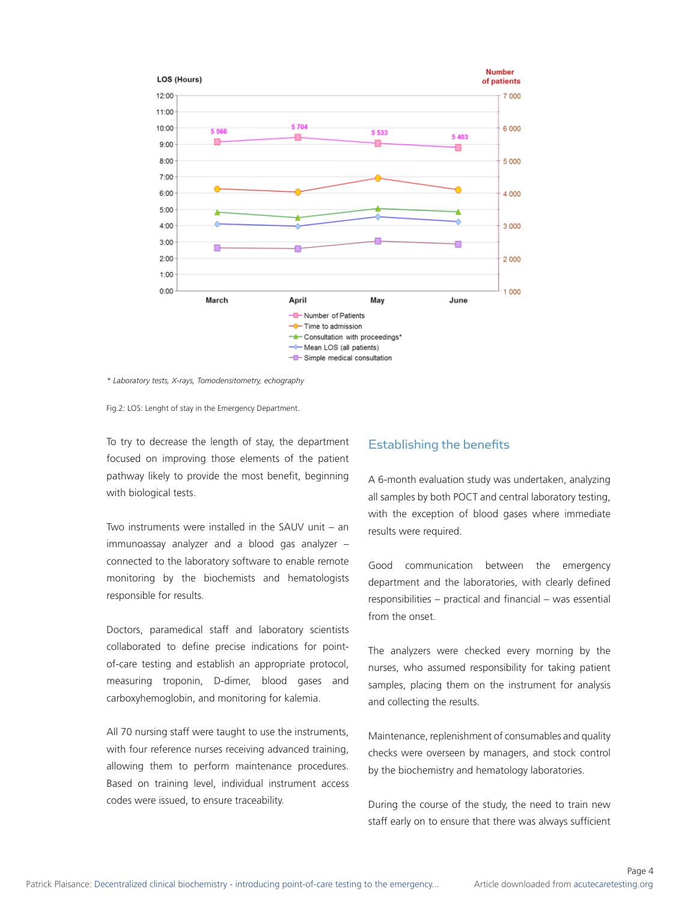LOS (Hours)

Number of patients

12:00
11:00
10:00
9:00
8:00
7:00
6:00
5:00
4:00
3:00
2:00
1:00
0:00

7 000
6 000
5 000
4 000
3 000
2 000
1 000

5 566
5 704
5 533
5 403

March
April
May
June

Number of Patients
Time to admission
Consultation with proceedings*
Mean LOS (all patients)
Simple medical consultation

*\* Laboratory tests, X-rays, Tomodensitometry, echography*

Fig.2: LOS: Lenght of stay in the Emergency Department.

To try to decrease the length of stay, the department focused on improving those elements of the patient pathway likely to provide the most benefit, beginning with biological tests.

Two instruments were installed in the SAUV unit – an immunoassay analyzer and a blood gas analyzer – connected to the laboratory software to enable remote monitoring by the biochemists and hematologists responsible for results.

Doctors, paramedical staff and laboratory scientists collaborated to define precise indications for point-of-care testing and establish an appropriate protocol, measuring troponin, D-dimer, blood gases and carboxyhemoglobin, and monitoring for kalemia.

All 70 nursing staff were taught to use the instruments, with four reference nurses receiving advanced training, allowing them to perform maintenance procedures. Based on training level, individual instrument access codes were issued, to ensure traceability.

## Establishing the benefits

A 6-month evaluation study was undertaken, analyzing all samples by both POCT and central laboratory testing, with the exception of blood gases where immediate results were required.

Good communication between the emergency department and the laboratories, with clearly defined responsibilities – practical and financial – was essential from the onset.

The analyzers were checked every morning by the nurses, who assumed responsibility for taking patient samples, placing them on the instrument for analysis and collecting the results.

Maintenance, replenishment of consumables and quality checks were overseen by managers, and stock control by the biochemistry and hematology laboratories.

During the course of the study, the need to train new staff early on to ensure that there was always sufficient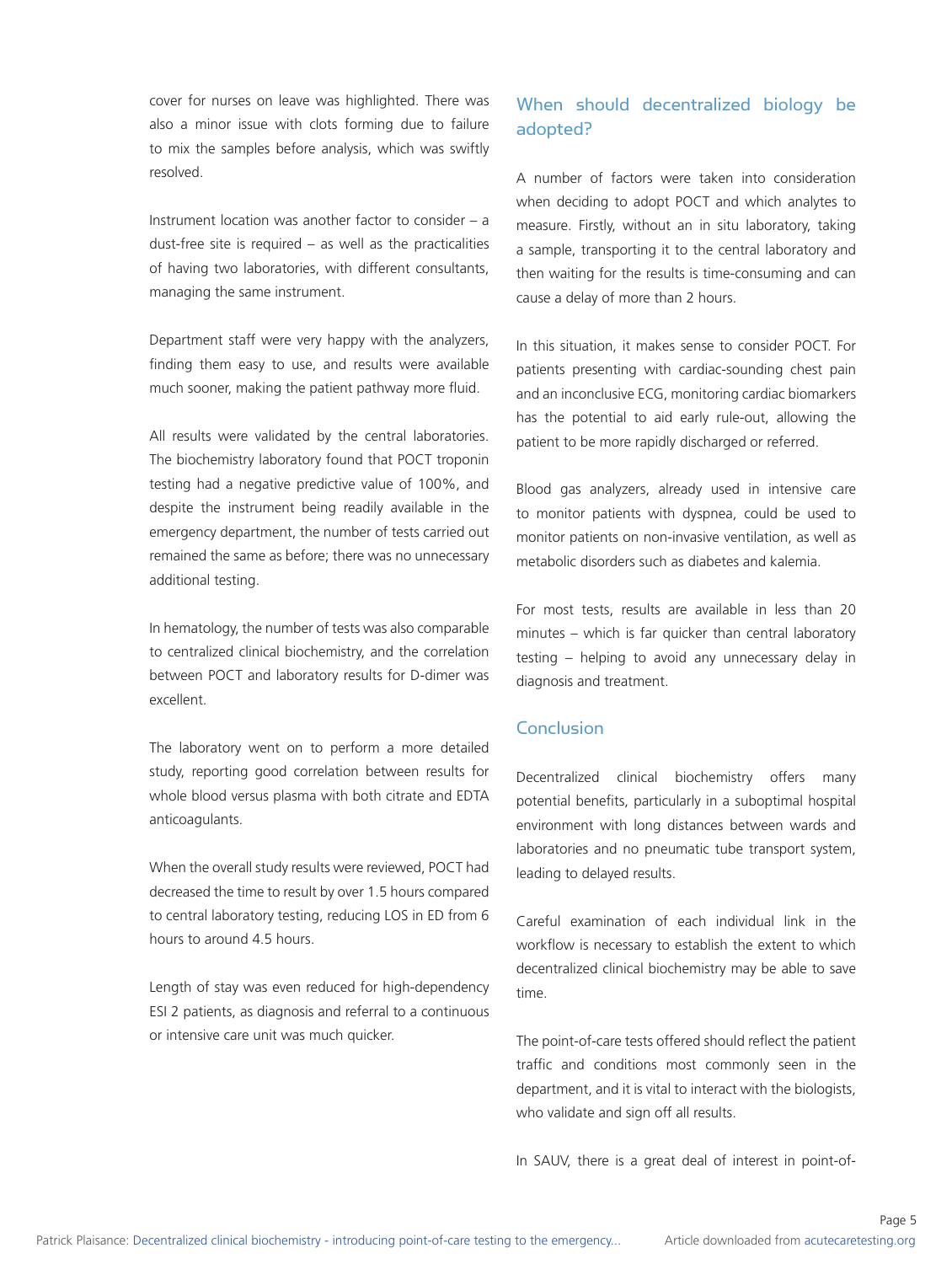cover for nurses on leave was highlighted. There was also a minor issue with clots forming due to failure to mix the samples before analysis, which was swiftly resolved.

Instrument location was another factor to consider – a dust-free site is required – as well as the practicalities of having two laboratories, with different consultants, managing the same instrument.

Department staff were very happy with the analyzers, finding them easy to use, and results were available much sooner, making the patient pathway more fluid.

All results were validated by the central laboratories. The biochemistry laboratory found that POCT troponin testing had a negative predictive value of 100%, and despite the instrument being readily available in the emergency department, the number of tests carried out remained the same as before; there was no unnecessary additional testing.

In hematology, the number of tests was also comparable to centralized clinical biochemistry, and the correlation between POCT and laboratory results for D-dimer was excellent.

The laboratory went on to perform a more detailed study, reporting good correlation between results for whole blood versus plasma with both citrate and EDTA anticoagulants.

When the overall study results were reviewed, POCT had decreased the time to result by over 1.5 hours compared to central laboratory testing, reducing LOS in ED from 6 hours to around 4.5 hours.

Length of stay was even reduced for high-dependency ESI 2 patients, as diagnosis and referral to a continuous or intensive care unit was much quicker.

## When should decentralized biology be adopted?

A number of factors were taken into consideration when deciding to adopt POCT and which analytes to measure. Firstly, without an in situ laboratory, taking a sample, transporting it to the central laboratory and then waiting for the results is time-consuming and can cause a delay of more than 2 hours.

In this situation, it makes sense to consider POCT. For patients presenting with cardiac-sounding chest pain and an inconclusive ECG, monitoring cardiac biomarkers has the potential to aid early rule-out, allowing the patient to be more rapidly discharged or referred.

Blood gas analyzers, already used in intensive care to monitor patients with dyspnea, could be used to monitor patients on non-invasive ventilation, as well as metabolic disorders such as diabetes and kalemia.

For most tests, results are available in less than 20 minutes – which is far quicker than central laboratory testing – helping to avoid any unnecessary delay in diagnosis and treatment.

## Conclusion

Decentralized clinical biochemistry offers many potential benefits, particularly in a suboptimal hospital environment with long distances between wards and laboratories and no pneumatic tube transport system, leading to delayed results.

Careful examination of each individual link in the workflow is necessary to establish the extent to which decentralized clinical biochemistry may be able to save time.

The point-of-care tests offered should reflect the patient traffic and conditions most commonly seen in the department, and it is vital to interact with the biologists, who validate and sign off all results.

In SAUV, there is a great deal of interest in point-of-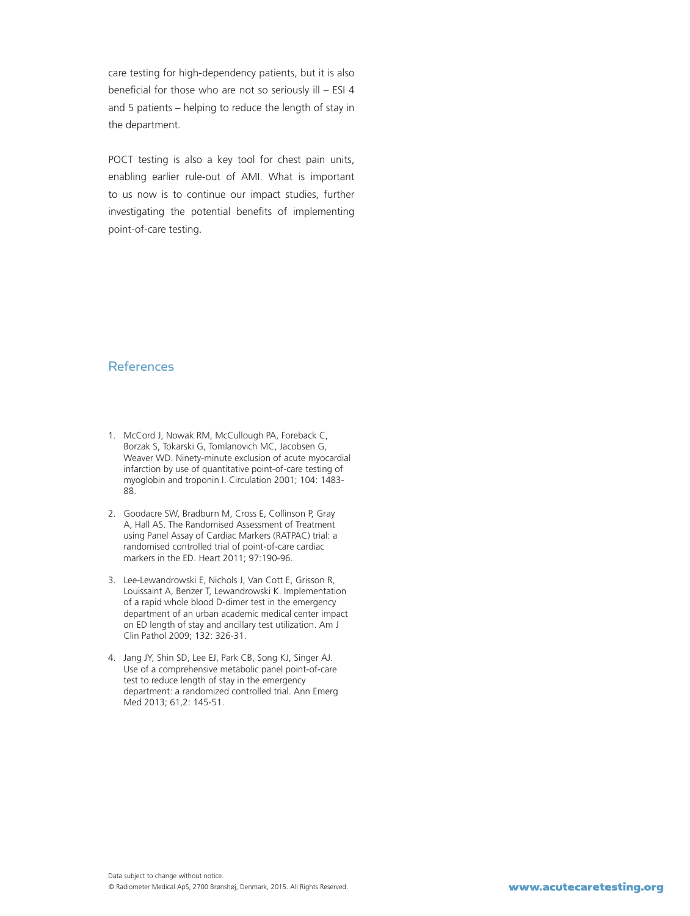care testing for high-dependency patients, but it is also beneficial for those who are not so seriously ill – ESI 4 and 5 patients – helping to reduce the length of stay in the department.

POCT testing is also a key tool for chest pain units, enabling earlier rule-out of AMI. What is important to us now is to continue our impact studies, further investigating the potential benefits of implementing point-of-care testing.

## References

1. McCord J, Nowak RM, McCullough PA, Foreback C, Borzak S, Tokarski G, Tomlanovich MC, Jacobsen G, Weaver WD. Ninety-minute exclusion of acute myocardial infarction by use of quantitative point-of-care testing of myoglobin and troponin I. Circulation 2001; 104: 1483-88.

2. Goodacre SW, Bradburn M, Cross E, Collinson P, Gray A, Hall AS. The Randomised Assessment of Treatment using Panel Assay of Cardiac Markers (RATPAC) trial: a randomised controlled trial of point-of-care cardiac markers in the ED. Heart 2011; 97:190-96.

3. Lee-Lewandrowski E, Nichols J, Van Cott E, Grisson R, Louissaint A, Benzer T, Lewandrowski K. Implementation of a rapid whole blood D-dimer test in the emergency department of an urban academic medical center impact on ED length of stay and ancillary test utilization. Am J Clin Pathol 2009; 132: 326-31.

4. Jang JY, Shin SD, Lee EJ, Park CB, Song KJ, Singer AJ. Use of a comprehensive metabolic panel point-of-care test to reduce length of stay in the emergency department: a randomized controlled trial. Ann Emerg Med 2013; 61,2: 145-51.

Data subject to change without notice.
© Radiometer Medical ApS, 2700 Brønshøj, Denmark, 2015. All Rights Reserved.

www.acutecaretesting.org